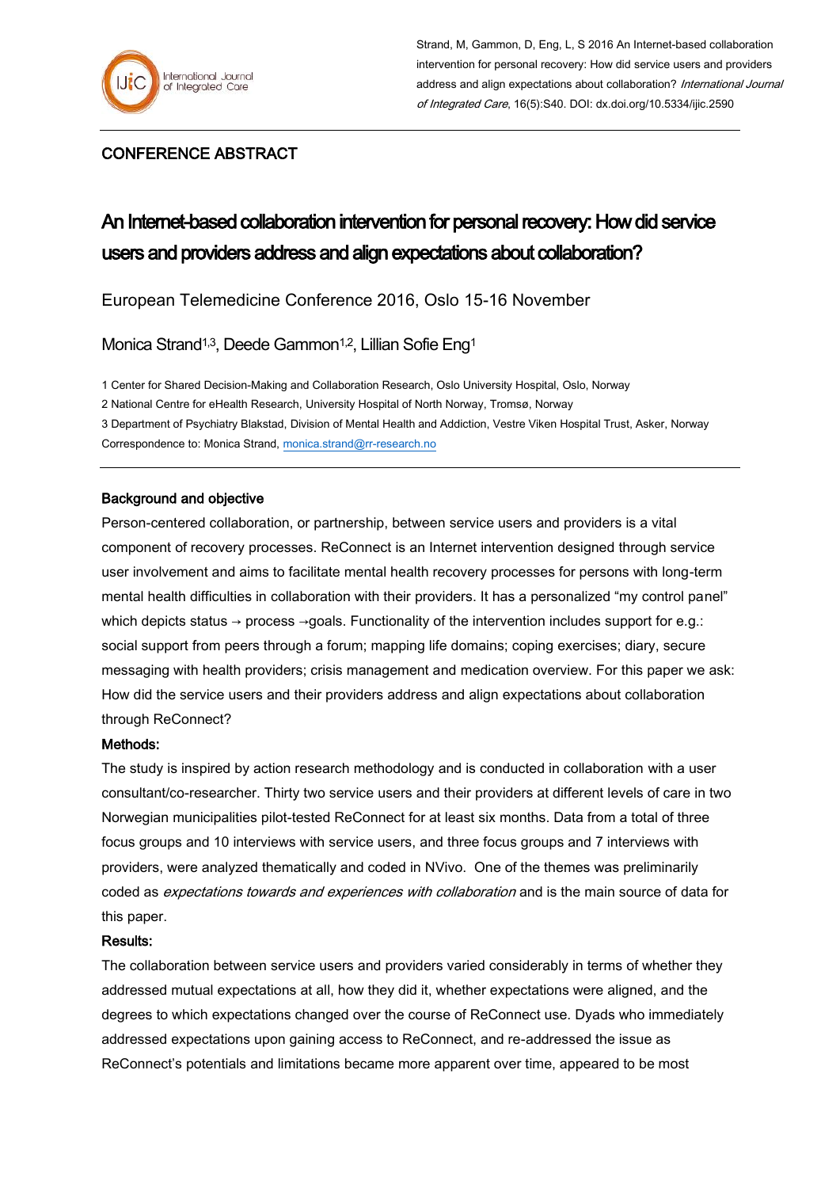Strand, M, Gammon, D, Eng, L, S 2016 An Internet-based collaboration intervention for personal recovery: How did service users and providers address and align expectations about collaboration? *International Journal of Integrated Care*, 16(5):S40. DOI: dx.doi.org/10.5334/ijic.2590

CONFERENCE ABSTRACT

# An Internet-based collaboration intervention for personal recovery: How did service users and providers address and align expectations about collaboration?

European Telemedicine Conference 2016, Oslo 15-16 November

Monica Strand[1,3], Deede Gammon[1,2], Lillian Sofie Eng[1]

1 Center for Shared Decision-Making and Collaboration Research, Oslo University Hospital, Oslo, Norway

2 National Centre for eHealth Research, University Hospital of North Norway, Tromsø, Norway

3 Department of Psychiatry Blakstad, Division of Mental Health and Addiction, Vestre Viken Hospital Trust, Asker, Norway

Correspondence to: Monica Strand, monica.strand@rr-research.no

---

## Background and objective

Person-centered collaboration, or partnership, between service users and providers is a vital component of recovery processes. ReConnect is an Internet intervention designed through service user involvement and aims to facilitate mental health recovery processes for persons with long-term mental health difficulties in collaboration with their providers. It has a personalized "my control panel" which depicts status → process →goals. Functionality of the intervention includes support for e.g.: social support from peers through a forum; mapping life domains; coping exercises; diary, secure messaging with health providers; crisis management and medication overview. For this paper we ask: How did the service users and their providers address and align expectations about collaboration through ReConnect?

## Methods:

The study is inspired by action research methodology and is conducted in collaboration with a user consultant/co-researcher. Thirty two service users and their providers at different levels of care in two Norwegian municipalities pilot-tested ReConnect for at least six months. Data from a total of three focus groups and 10 interviews with service users, and three focus groups and 7 interviews with providers, were analyzed thematically and coded in NVivo. One of the themes was preliminarily coded as *expectations towards and experiences with collaboration* and is the main source of data for this paper.

## Results:

The collaboration between service users and providers varied considerably in terms of whether they addressed mutual expectations at all, how they did it, whether expectations were aligned, and the degrees to which expectations changed over the course of ReConnect use. Dyads who immediately addressed expectations upon gaining access to ReConnect, and re-addressed the issue as ReConnect's potentials and limitations became more apparent over time, appeared to be most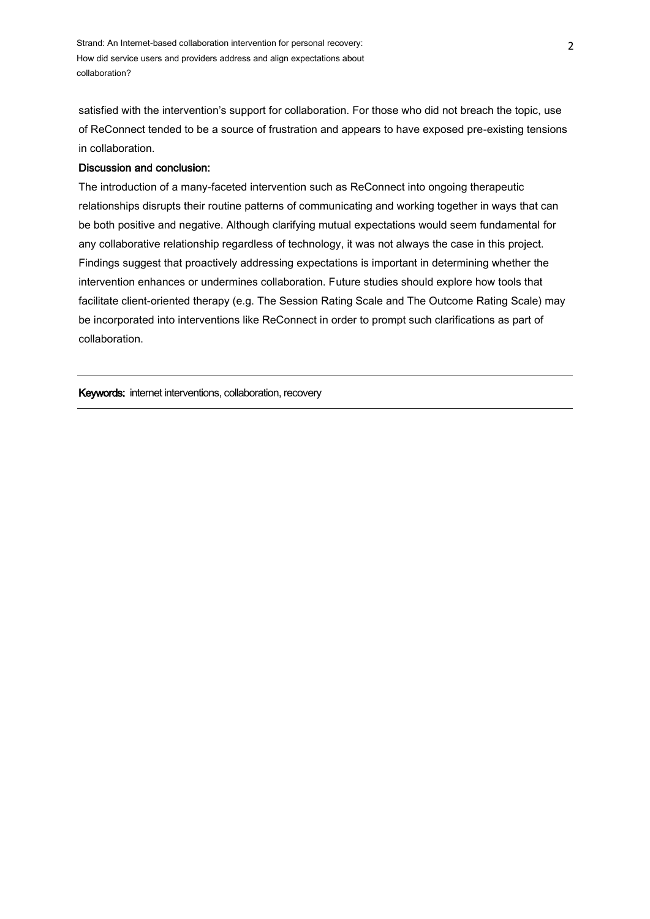satisfied with the intervention's support for collaboration. For those who did not breach the topic, use of ReConnect tended to be a source of frustration and appears to have exposed pre-existing tensions in collaboration.

**Discussion and conclusion:**

The introduction of a many-faceted intervention such as ReConnect into ongoing therapeutic relationships disrupts their routine patterns of communicating and working together in ways that can be both positive and negative. Although clarifying mutual expectations would seem fundamental for any collaborative relationship regardless of technology, it was not always the case in this project. Findings suggest that proactively addressing expectations is important in determining whether the intervention enhances or undermines collaboration. Future studies should explore how tools that facilitate client-oriented therapy (e.g. The Session Rating Scale and The Outcome Rating Scale) may be incorporated into interventions like ReConnect in order to prompt such clarifications as part of collaboration.

---

**Keywords:** internet interventions, collaboration, recovery

---